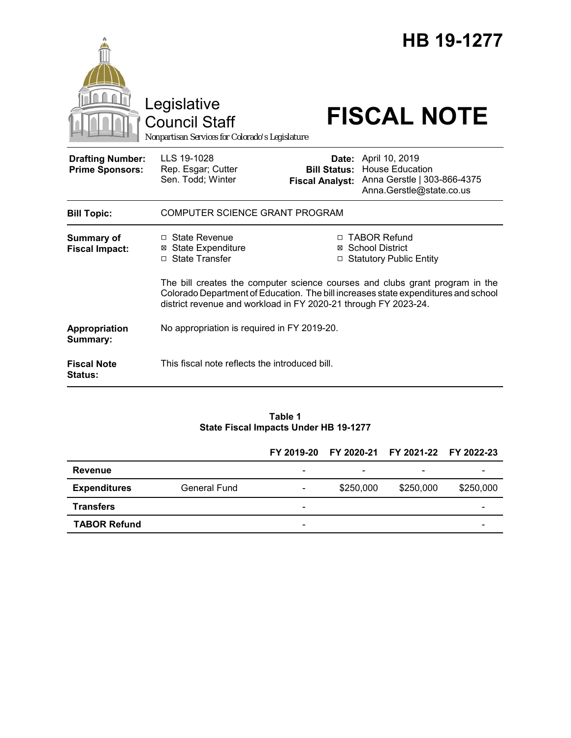# HB 19-1277

Legislative Council Staff

Nonpartisan Services for Colorado's Legislature

# FISCAL NOTE

| | | | |
|---|---|---|---|
| **Drafting Number:** | LLS 19-1028 | **Date:** | April 10, 2019 |
| **Prime Sponsors:** | Rep. Esgar; Cutter | **Bill Status:** | House Education |
| | Sen. Todd; Winter | **Fiscal Analyst:** | Anna Gerstle \| 303-866-4375 |
| | | | Anna.Gerstle@state.co.us |

| | |
|---|---|
| **Bill Topic:** | COMPUTER SCIENCE GRANT PROGRAM |
| **Summary of Fiscal Impact:** | ☐ State Revenue ☒ State Expenditure ☐ State Transfer ☐ TABOR Refund ☒ School District ☐ Statutory Public Entity |
| | The bill creates the computer science courses and clubs grant program in the Colorado Department of Education. The bill increases state expenditures and school district revenue and workload in FY 2020-21 through FY 2023-24. |
| **Appropriation Summary:** | No appropriation is required in FY 2019-20. |
| **Fiscal Note Status:** | This fiscal note reflects the introduced bill. |

**Table 1**
**State Fiscal Impacts Under HB 19-1277**

| | | FY 2019-20 | FY 2020-21 | FY 2021-22 | FY 2022-23 |
|---|---|---|---|---|---|
| **Revenue** | | - | - | - | - |
| **Expenditures** | General Fund | - | $250,000 | $250,000 | $250,000 |
| **Transfers** | | - | | | - |
| **TABOR Refund** | | - | | | - |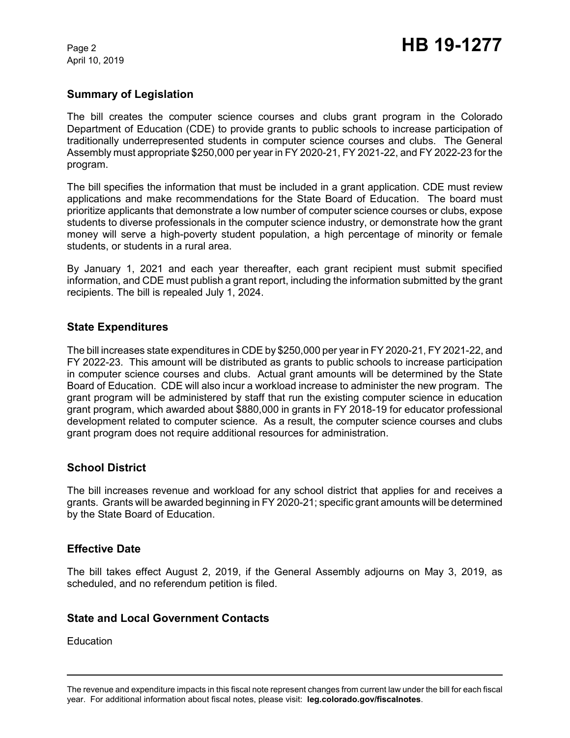## Summary of Legislation

The bill creates the computer science courses and clubs grant program in the Colorado Department of Education (CDE) to provide grants to public schools to increase participation of traditionally underrepresented students in computer science courses and clubs. The General Assembly must appropriate $250,000 per year in FY 2020-21, FY 2021-22, and FY 2022-23 for the program.

The bill specifies the information that must be included in a grant application. CDE must review applications and make recommendations for the State Board of Education. The board must prioritize applicants that demonstrate a low number of computer science courses or clubs, expose students to diverse professionals in the computer science industry, or demonstrate how the grant money will serve a high-poverty student population, a high percentage of minority or female students, or students in a rural area.

By January 1, 2021 and each year thereafter, each grant recipient must submit specified information, and CDE must publish a grant report, including the information submitted by the grant recipients. The bill is repealed July 1, 2024.

## State Expenditures

The bill increases state expenditures in CDE by $250,000 per year in FY 2020-21, FY 2021-22, and FY 2022-23. This amount will be distributed as grants to public schools to increase participation in computer science courses and clubs. Actual grant amounts will be determined by the State Board of Education. CDE will also incur a workload increase to administer the new program. The grant program will be administered by staff that run the existing computer science in education grant program, which awarded about $880,000 in grants in FY 2018-19 for educator professional development related to computer science. As a result, the computer science courses and clubs grant program does not require additional resources for administration.

## School District

The bill increases revenue and workload for any school district that applies for and receives a grants. Grants will be awarded beginning in FY 2020-21; specific grant amounts will be determined by the State Board of Education.

## Effective Date

The bill takes effect August 2, 2019, if the General Assembly adjourns on May 3, 2019, as scheduled, and no referendum petition is filed.

## State and Local Government Contacts

Education

The revenue and expenditure impacts in this fiscal note represent changes from current law under the bill for each fiscal year. For additional information about fiscal notes, please visit: **leg.colorado.gov/fiscalnotes**.